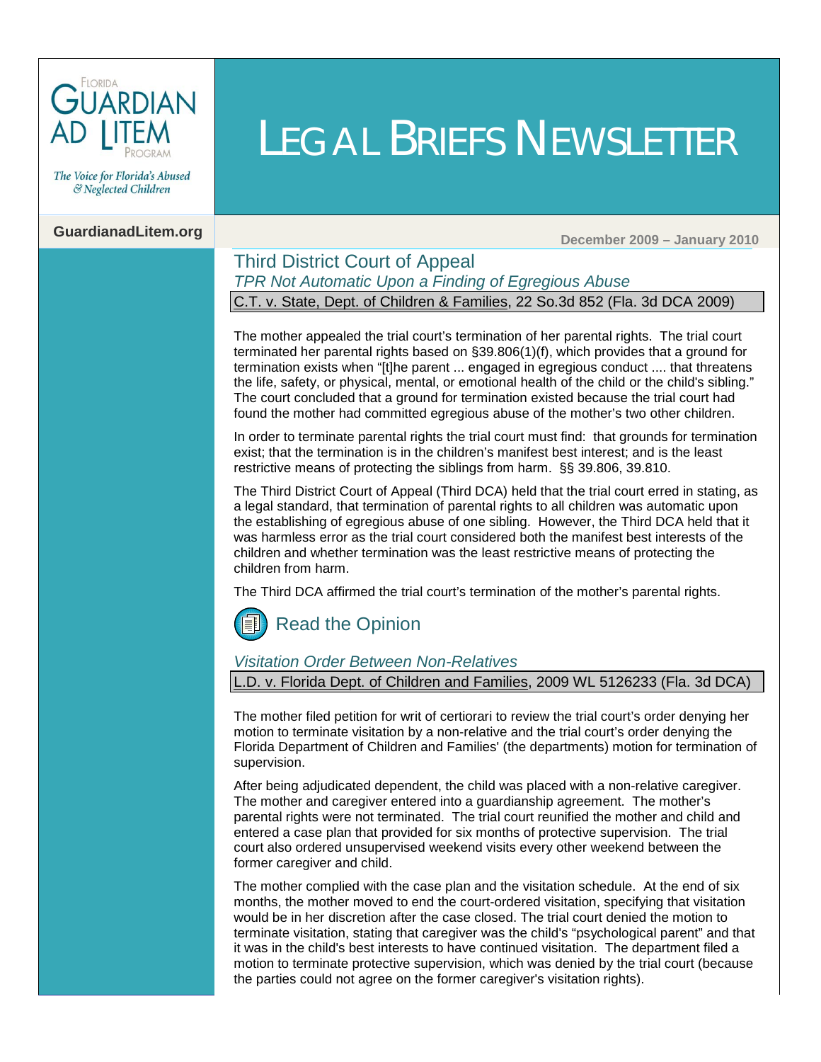# LEGAL BRIEFS NEWSLETTER

FLORIDA GUARDIAN AD LITEM PROGRAM

*The Voice for Florida's Abused & Neglected Children*

GuardianadLitem.org

December 2009 – January 2010

## Third District Court of Appeal

### *TPR Not Automatic Upon a Finding of Egregious Abuse*

C.T. v. State, Dept. of Children & Families, 22 So.3d 852 (Fla. 3d DCA 2009)

The mother appealed the trial court's termination of her parental rights. The trial court terminated her parental rights based on §39.806(1)(f), which provides that a ground for termination exists when "[t]he parent ... engaged in egregious conduct .... that threatens the life, safety, or physical, mental, or emotional health of the child or the child's sibling." The court concluded that a ground for termination existed because the trial court had found the mother had committed egregious abuse of the mother's two other children.

In order to terminate parental rights the trial court must find: that grounds for termination exist; that the termination is in the children's manifest best interest; and is the least restrictive means of protecting the siblings from harm. §§ 39.806, 39.810.

The Third District Court of Appeal (Third DCA) held that the trial court erred in stating, as a legal standard, that termination of parental rights to all children was automatic upon the establishing of egregious abuse of one sibling. However, the Third DCA held that it was harmless error as the trial court considered both the manifest best interests of the children and whether termination was the least restrictive means of protecting the children from harm.

The Third DCA affirmed the trial court's termination of the mother's parental rights.

Read the Opinion

### *Visitation Order Between Non-Relatives*

L.D. v. Florida Dept. of Children and Families, 2009 WL 5126233 (Fla. 3d DCA)

The mother filed petition for writ of certiorari to review the trial court's order denying her motion to terminate visitation by a non-relative and the trial court's order denying the Florida Department of Children and Families' (the departments) motion for termination of supervision.

After being adjudicated dependent, the child was placed with a non-relative caregiver. The mother and caregiver entered into a guardianship agreement. The mother's parental rights were not terminated. The trial court reunified the mother and child and entered a case plan that provided for six months of protective supervision. The trial court also ordered unsupervised weekend visits every other weekend between the former caregiver and child.

The mother complied with the case plan and the visitation schedule. At the end of six months, the mother moved to end the court-ordered visitation, specifying that visitation would be in her discretion after the case closed. The trial court denied the motion to terminate visitation, stating that caregiver was the child's "psychological parent" and that it was in the child's best interests to have continued visitation. The department filed a motion to terminate protective supervision, which was denied by the trial court (because the parties could not agree on the former caregiver's visitation rights).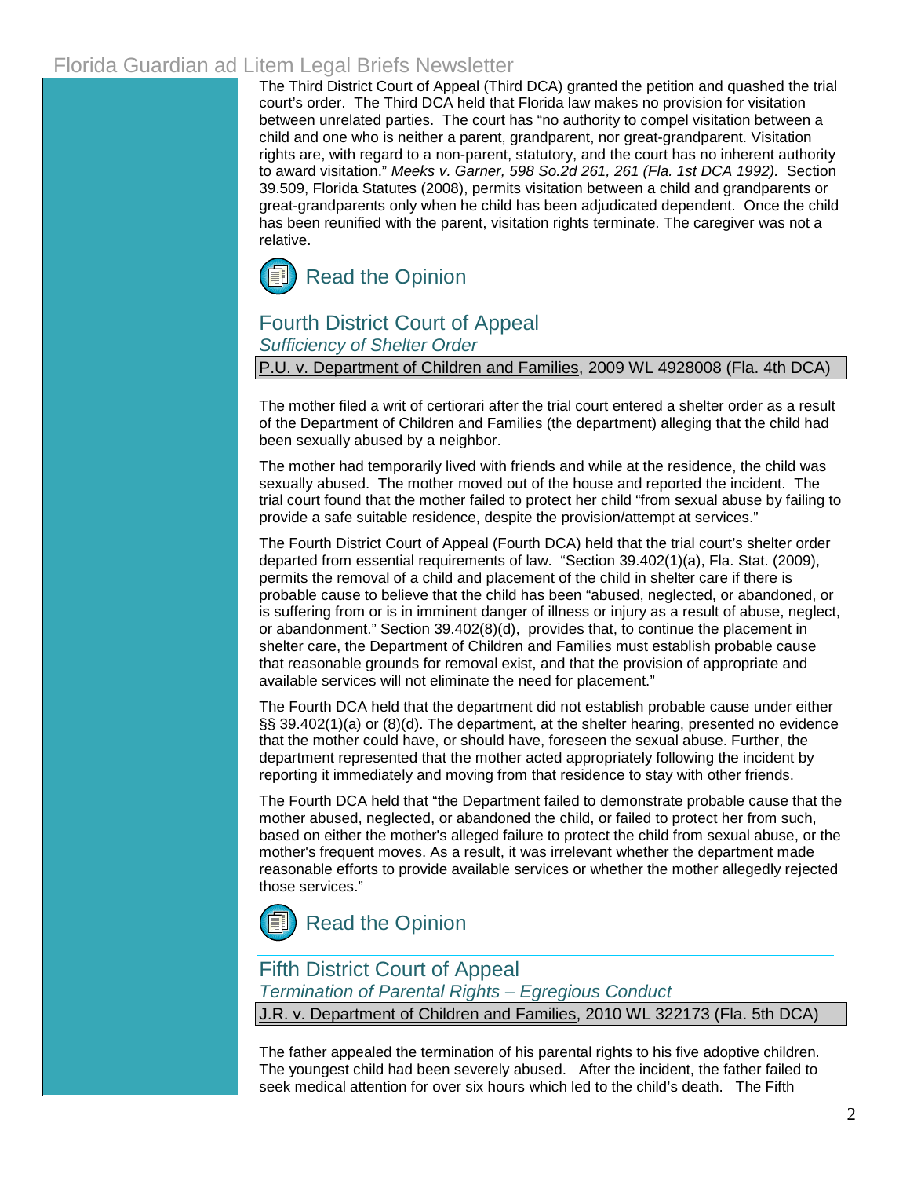The Third District Court of Appeal (Third DCA) granted the petition and quashed the trial court's order. The Third DCA held that Florida law makes no provision for visitation between unrelated parties. The court has "no authority to compel visitation between a child and one who is neither a parent, grandparent, nor great-grandparent. Visitation rights are, with regard to a non-parent, statutory, and the court has no inherent authority to award visitation." *Meeks v. Garner, 598 So.2d 261, 261 (Fla. 1st DCA 1992).* Section 39.509, Florida Statutes (2008), permits visitation between a child and grandparents or great-grandparents only when he child has been adjudicated dependent. Once the child has been reunified with the parent, visitation rights terminate. The caregiver was not a relative.

Read the Opinion

## Fourth District Court of Appeal

*Sufficiency of Shelter Order*

P.U. v. Department of Children and Families, 2009 WL 4928008 (Fla. 4th DCA)

The mother filed a writ of certiorari after the trial court entered a shelter order as a result of the Department of Children and Families (the department) alleging that the child had been sexually abused by a neighbor.

The mother had temporarily lived with friends and while at the residence, the child was sexually abused. The mother moved out of the house and reported the incident. The trial court found that the mother failed to protect her child "from sexual abuse by failing to provide a safe suitable residence, despite the provision/attempt at services."

The Fourth District Court of Appeal (Fourth DCA) held that the trial court's shelter order departed from essential requirements of law. "Section 39.402(1)(a), Fla. Stat. (2009), permits the removal of a child and placement of the child in shelter care if there is probable cause to believe that the child has been "abused, neglected, or abandoned, or is suffering from or is in imminent danger of illness or injury as a result of abuse, neglect, or abandonment." Section 39.402(8)(d), provides that, to continue the placement in shelter care, the Department of Children and Families must establish probable cause that reasonable grounds for removal exist, and that the provision of appropriate and available services will not eliminate the need for placement."

The Fourth DCA held that the department did not establish probable cause under either §§ 39.402(1)(a) or (8)(d). The department, at the shelter hearing, presented no evidence that the mother could have, or should have, foreseen the sexual abuse. Further, the department represented that the mother acted appropriately following the incident by reporting it immediately and moving from that residence to stay with other friends.

The Fourth DCA held that "the Department failed to demonstrate probable cause that the mother abused, neglected, or abandoned the child, or failed to protect her from such, based on either the mother's alleged failure to protect the child from sexual abuse, or the mother's frequent moves. As a result, it was irrelevant whether the department made reasonable efforts to provide available services or whether the mother allegedly rejected those services."

Read the Opinion

## Fifth District Court of Appeal

*Termination of Parental Rights – Egregious Conduct*

J.R. v. Department of Children and Families, 2010 WL 322173 (Fla. 5th DCA)

The father appealed the termination of his parental rights to his five adoptive children. The youngest child had been severely abused. After the incident, the father failed to seek medical attention for over six hours which led to the child's death. The Fifth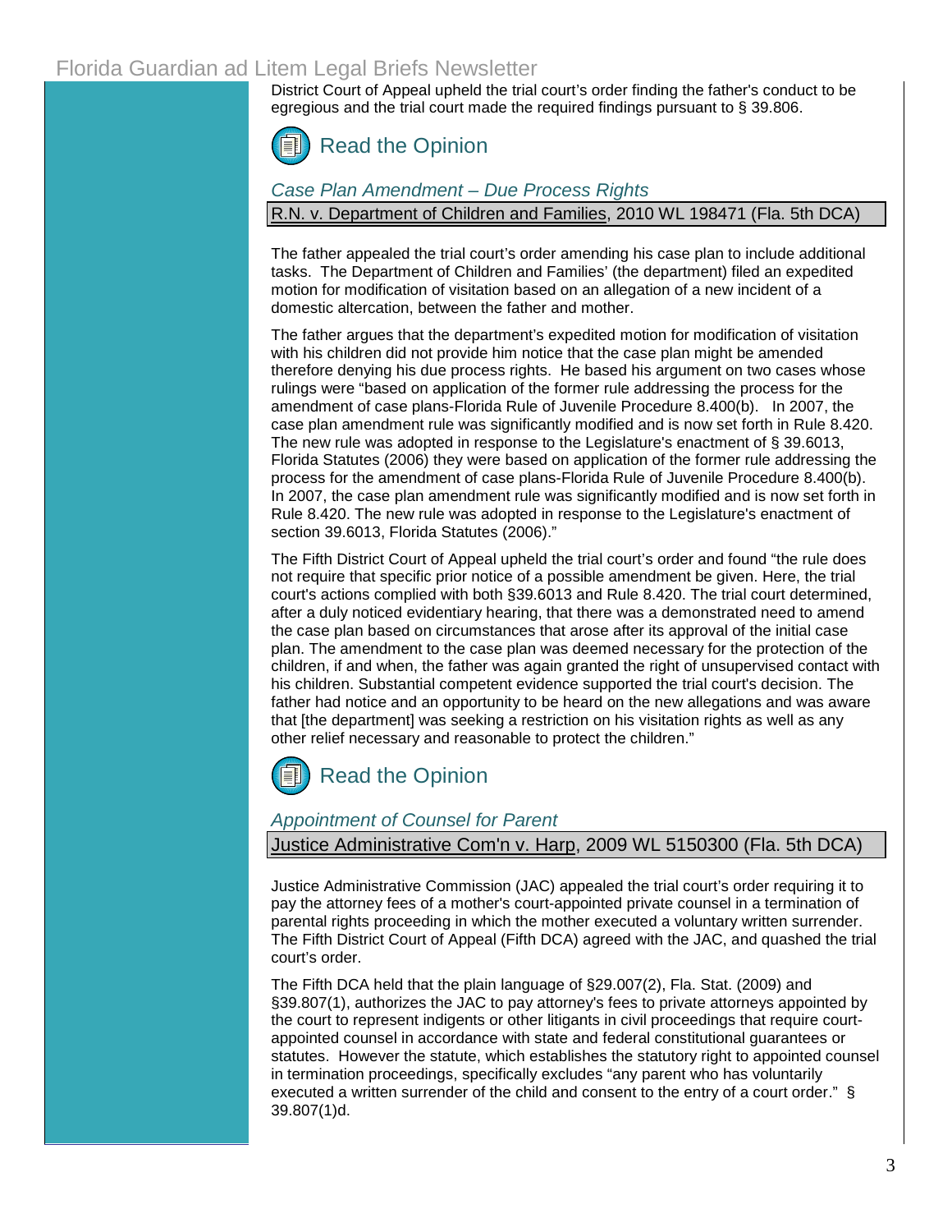District Court of Appeal upheld the trial court's order finding the father's conduct to be egregious and the trial court made the required findings pursuant to § 39.806.

Read the Opinion

### *Case Plan Amendment – Due Process Rights*

R.N. v. Department of Children and Families, 2010 WL 198471 (Fla. 5th DCA)

The father appealed the trial court's order amending his case plan to include additional tasks. The Department of Children and Families' (the department) filed an expedited motion for modification of visitation based on an allegation of a new incident of a domestic altercation, between the father and mother.

The father argues that the department's expedited motion for modification of visitation with his children did not provide him notice that the case plan might be amended therefore denying his due process rights. He based his argument on two cases whose rulings were "based on application of the former rule addressing the process for the amendment of case plans-Florida Rule of Juvenile Procedure 8.400(b). In 2007, the case plan amendment rule was significantly modified and is now set forth in Rule 8.420. The new rule was adopted in response to the Legislature's enactment of § 39.6013, Florida Statutes (2006) they were based on application of the former rule addressing the process for the amendment of case plans-Florida Rule of Juvenile Procedure 8.400(b). In 2007, the case plan amendment rule was significantly modified and is now set forth in Rule 8.420. The new rule was adopted in response to the Legislature's enactment of section 39.6013, Florida Statutes (2006)."

The Fifth District Court of Appeal upheld the trial court's order and found "the rule does not require that specific prior notice of a possible amendment be given. Here, the trial court's actions complied with both §39.6013 and Rule 8.420. The trial court determined, after a duly noticed evidentiary hearing, that there was a demonstrated need to amend the case plan based on circumstances that arose after its approval of the initial case plan. The amendment to the case plan was deemed necessary for the protection of the children, if and when, the father was again granted the right of unsupervised contact with his children. Substantial competent evidence supported the trial court's decision. The father had notice and an opportunity to be heard on the new allegations and was aware that [the department] was seeking a restriction on his visitation rights as well as any other relief necessary and reasonable to protect the children."

Read the Opinion

### *Appointment of Counsel for Parent*

Justice Administrative Com'n v. Harp, 2009 WL 5150300 (Fla. 5th DCA)

Justice Administrative Commission (JAC) appealed the trial court's order requiring it to pay the attorney fees of a mother's court-appointed private counsel in a termination of parental rights proceeding in which the mother executed a voluntary written surrender. The Fifth District Court of Appeal (Fifth DCA) agreed with the JAC, and quashed the trial court's order.

The Fifth DCA held that the plain language of §29.007(2), Fla. Stat. (2009) and §39.807(1), authorizes the JAC to pay attorney's fees to private attorneys appointed by the court to represent indigents or other litigants in civil proceedings that require court-appointed counsel in accordance with state and federal constitutional guarantees or statutes. However the statute, which establishes the statutory right to appointed counsel in termination proceedings, specifically excludes "any parent who has voluntarily executed a written surrender of the child and consent to the entry of a court order." § 39.807(1)d.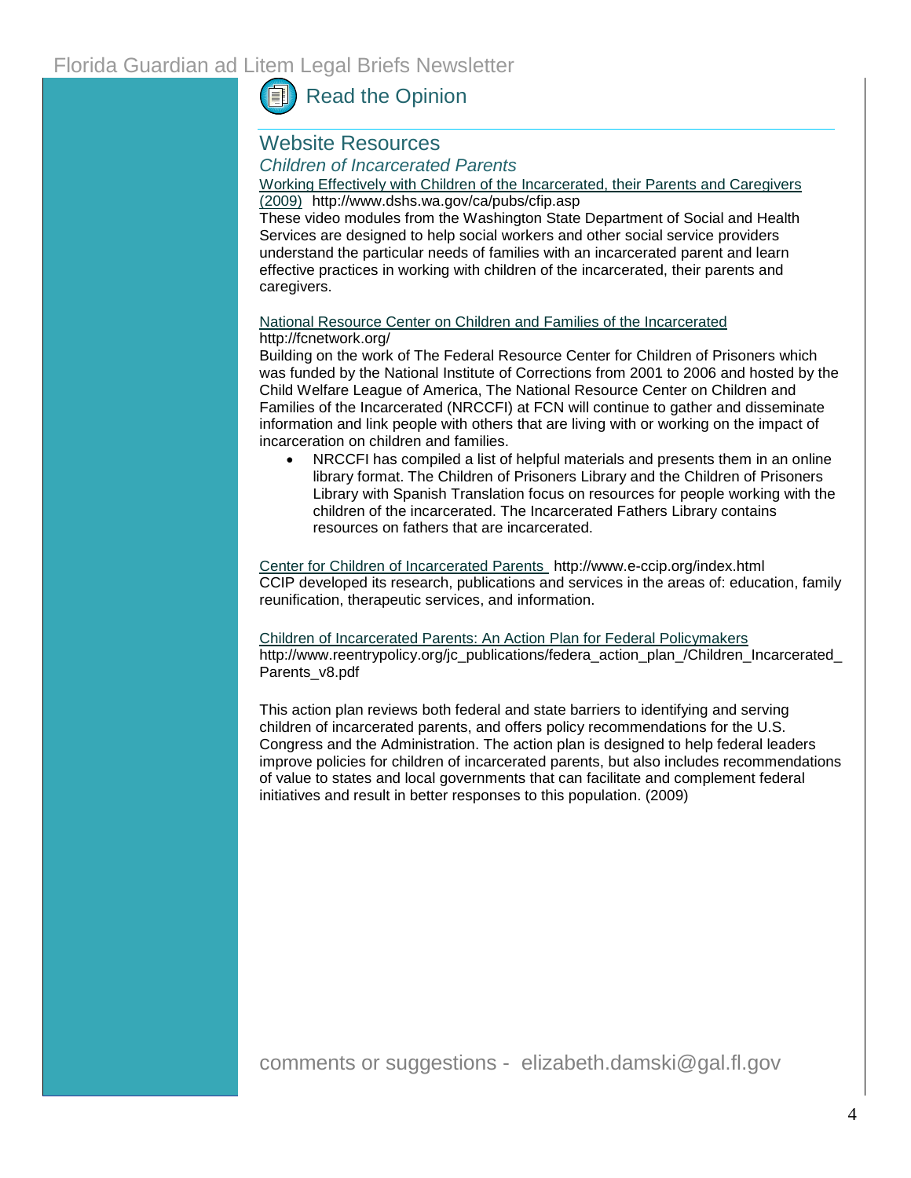Read the Opinion

## Website Resources

### *Children of Incarcerated Parents*

Working Effectively with Children of the Incarcerated, their Parents and Caregivers (2009) http://www.dshs.wa.gov/ca/pubs/cfip.asp

These video modules from the Washington State Department of Social and Health Services are designed to help social workers and other social service providers understand the particular needs of families with an incarcerated parent and learn effective practices in working with children of the incarcerated, their parents and caregivers.

National Resource Center on Children and Families of the Incarcerated
http://fcnetwork.org/

Building on the work of The Federal Resource Center for Children of Prisoners which was funded by the National Institute of Corrections from 2001 to 2006 and hosted by the Child Welfare League of America, The National Resource Center on Children and Families of the Incarcerated (NRCCFI) at FCN will continue to gather and disseminate information and link people with others that are living with or working on the impact of incarceration on children and families.

- NRCCFI has compiled a list of helpful materials and presents them in an online library format. The Children of Prisoners Library and the Children of Prisoners Library with Spanish Translation focus on resources for people working with the children of the incarcerated. The Incarcerated Fathers Library contains resources on fathers that are incarcerated.

Center for Children of Incarcerated Parents http://www.e-ccip.org/index.html
CCIP developed its research, publications and services in the areas of: education, family reunification, therapeutic services, and information.

Children of Incarcerated Parents: An Action Plan for Federal Policymakers
http://www.reentrypolicy.org/jc_publications/federa_action_plan_/Children_Incarcerated_Parents_v8.pdf

This action plan reviews both federal and state barriers to identifying and serving children of incarcerated parents, and offers policy recommendations for the U.S. Congress and the Administration. The action plan is designed to help federal leaders improve policies for children of incarcerated parents, but also includes recommendations of value to states and local governments that can facilitate and complement federal initiatives and result in better responses to this population. (2009)

comments or suggestions - elizabeth.damski@gal.fl.gov